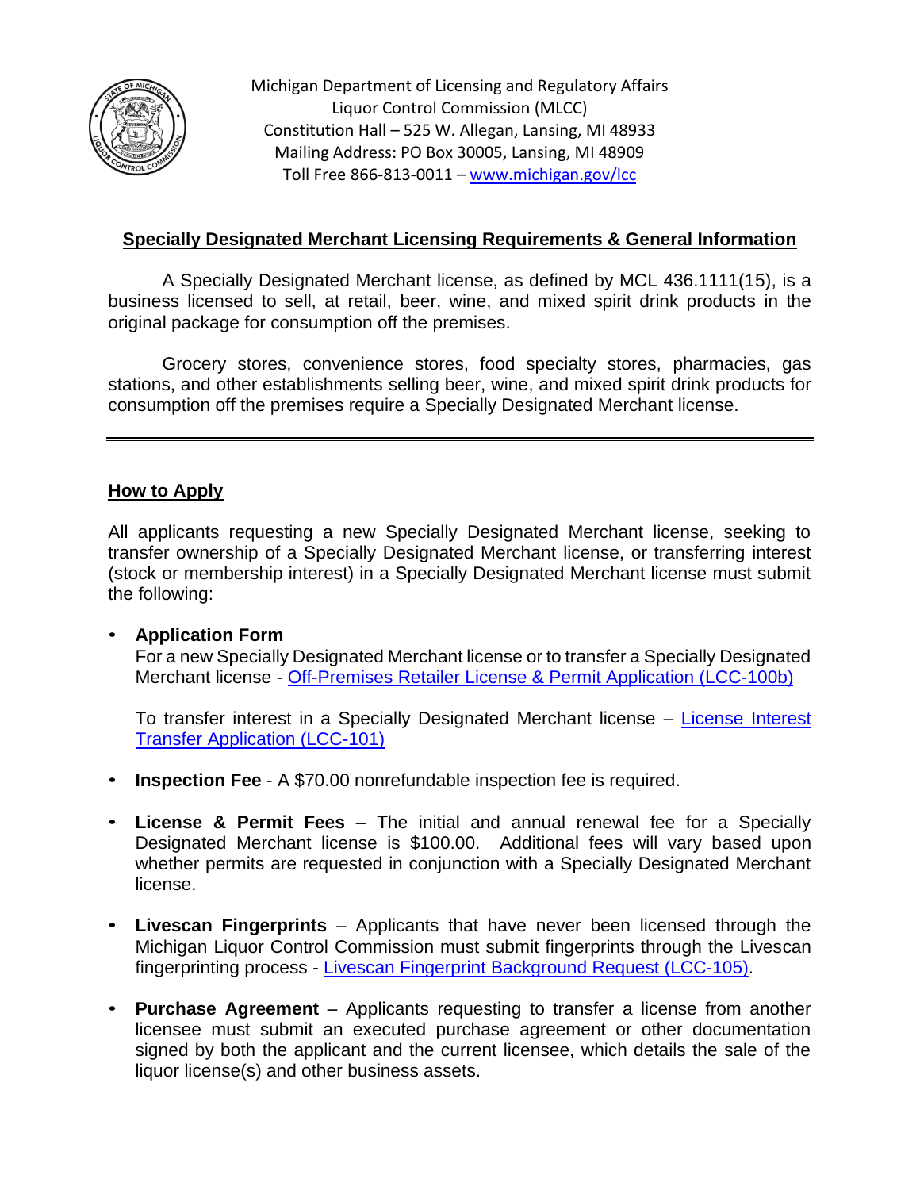Michigan Department of Licensing and Regulatory Affairs
Liquor Control Commission (MLCC)
Constitution Hall – 525 W. Allegan, Lansing, MI 48933
Mailing Address: PO Box 30005, Lansing, MI 48909
Toll Free 866-813-0011 – [www.michigan.gov/lcc](www.michigan.gov/lcc)

# Specially Designated Merchant Licensing Requirements & General Information

A Specially Designated Merchant license, as defined by MCL 436.1111(15), is a business licensed to sell, at retail, beer, wine, and mixed spirit drink products in the original package for consumption off the premises.

Grocery stores, convenience stores, food specialty stores, pharmacies, gas stations, and other establishments selling beer, wine, and mixed spirit drink products for consumption off the premises require a Specially Designated Merchant license.

---

## How to Apply

All applicants requesting a new Specially Designated Merchant license, seeking to transfer ownership of a Specially Designated Merchant license, or transferring interest (stock or membership interest) in a Specially Designated Merchant license must submit the following:

- **Application Form**
  For a new Specially Designated Merchant license or to transfer a Specially Designated Merchant license - Off-Premises Retailer License & Permit Application (LCC-100b)

  To transfer interest in a Specially Designated Merchant license – License Interest Transfer Application (LCC-101)

- **Inspection Fee** - A $70.00 nonrefundable inspection fee is required.

- **License & Permit Fees** – The initial and annual renewal fee for a Specially Designated Merchant license is $100.00. Additional fees will vary based upon whether permits are requested in conjunction with a Specially Designated Merchant license.

- **Livescan Fingerprints** – Applicants that have never been licensed through the Michigan Liquor Control Commission must submit fingerprints through the Livescan fingerprinting process - Livescan Fingerprint Background Request (LCC-105).

- **Purchase Agreement** – Applicants requesting to transfer a license from another licensee must submit an executed purchase agreement or other documentation signed by both the applicant and the current licensee, which details the sale of the liquor license(s) and other business assets.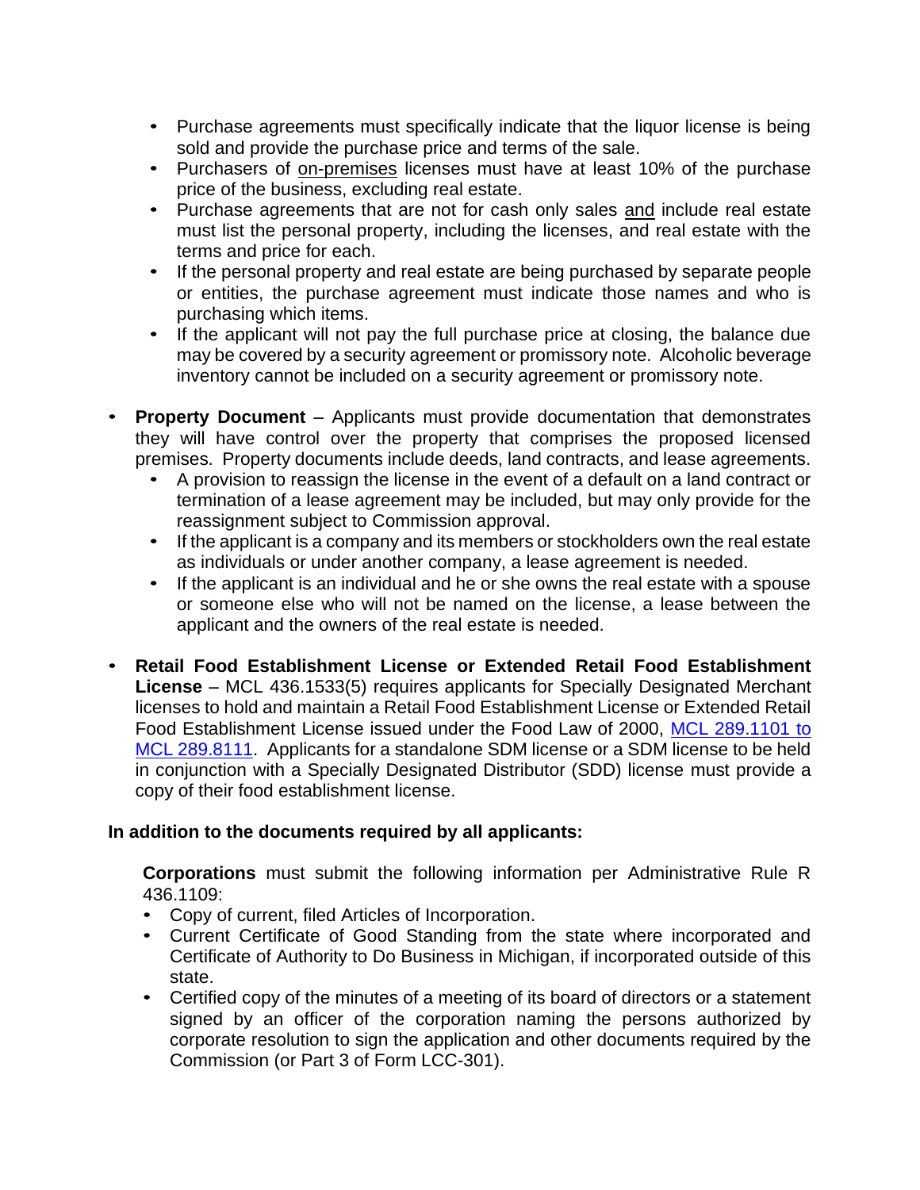- Purchase agreements must specifically indicate that the liquor license is being sold and provide the purchase price and terms of the sale.
- Purchasers of on-premises licenses must have at least 10% of the purchase price of the business, excluding real estate.
- Purchase agreements that are not for cash only sales and include real estate must list the personal property, including the licenses, and real estate with the terms and price for each.
- If the personal property and real estate are being purchased by separate people or entities, the purchase agreement must indicate those names and who is purchasing which items.
- If the applicant will not pay the full purchase price at closing, the balance due may be covered by a security agreement or promissory note. Alcoholic beverage inventory cannot be included on a security agreement or promissory note.

- **Property Document** – Applicants must provide documentation that demonstrates they will have control over the property that comprises the proposed licensed premises. Property documents include deeds, land contracts, and lease agreements.
  - A provision to reassign the license in the event of a default on a land contract or termination of a lease agreement may be included, but may only provide for the reassignment subject to Commission approval.
  - If the applicant is a company and its members or stockholders own the real estate as individuals or under another company, a lease agreement is needed.
  - If the applicant is an individual and he or she owns the real estate with a spouse or someone else who will not be named on the license, a lease between the applicant and the owners of the real estate is needed.

- **Retail Food Establishment License or Extended Retail Food Establishment License** – MCL 436.1533(5) requires applicants for Specially Designated Merchant licenses to hold and maintain a Retail Food Establishment License or Extended Retail Food Establishment License issued under the Food Law of 2000, MCL 289.1101 to MCL 289.8111. Applicants for a standalone SDM license or a SDM license to be held in conjunction with a Specially Designated Distributor (SDD) license must provide a copy of their food establishment license.

**In addition to the documents required by all applicants:**

**Corporations** must submit the following information per Administrative Rule R 436.1109:

- Copy of current, filed Articles of Incorporation.
- Current Certificate of Good Standing from the state where incorporated and Certificate of Authority to Do Business in Michigan, if incorporated outside of this state.
- Certified copy of the minutes of a meeting of its board of directors or a statement signed by an officer of the corporation naming the persons authorized by corporate resolution to sign the application and other documents required by the Commission (or Part 3 of Form LCC-301).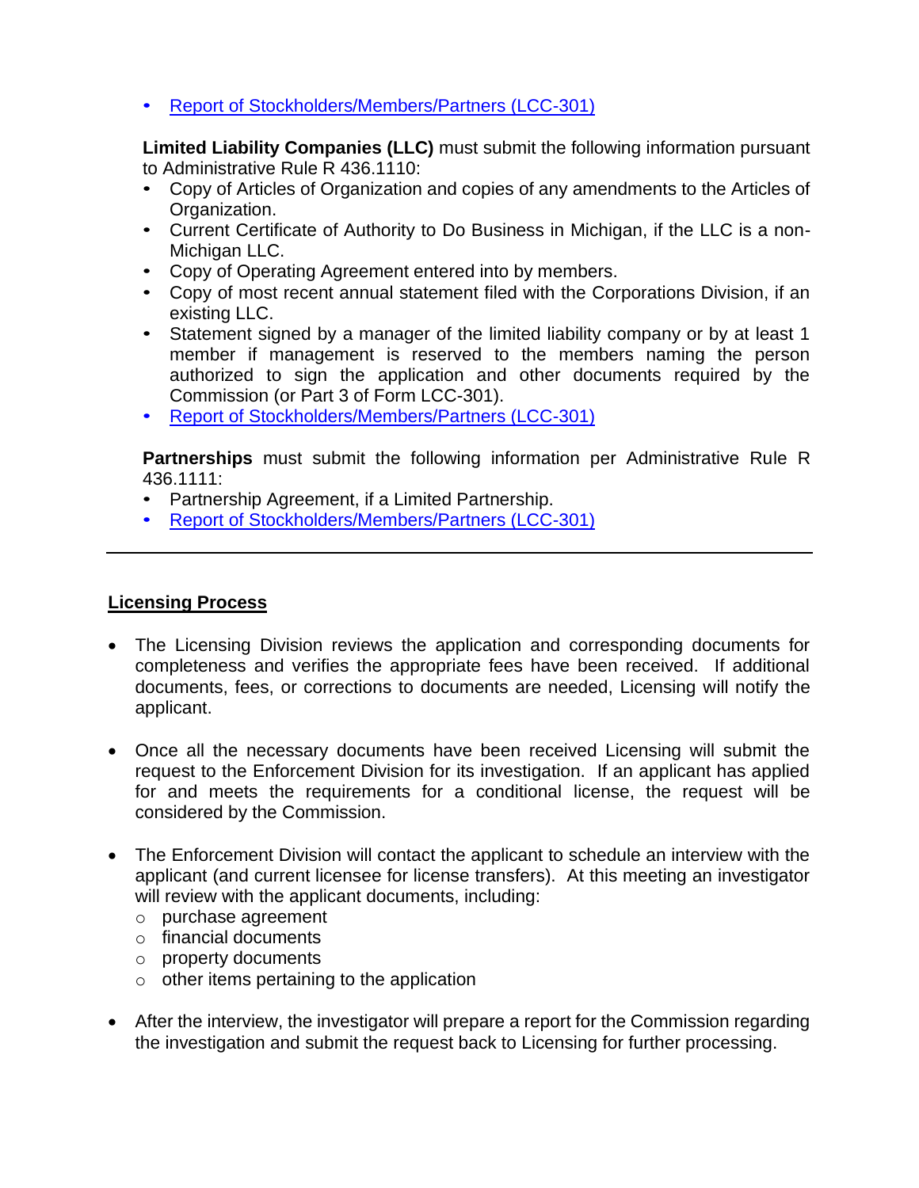- Report of Stockholders/Members/Partners (LCC-301)

**Limited Liability Companies (LLC)** must submit the following information pursuant to Administrative Rule R 436.1110:

- Copy of Articles of Organization and copies of any amendments to the Articles of Organization.
- Current Certificate of Authority to Do Business in Michigan, if the LLC is a non-Michigan LLC.
- Copy of Operating Agreement entered into by members.
- Copy of most recent annual statement filed with the Corporations Division, if an existing LLC.
- Statement signed by a manager of the limited liability company or by at least 1 member if management is reserved to the members naming the person authorized to sign the application and other documents required by the Commission (or Part 3 of Form LCC-301).
- Report of Stockholders/Members/Partners (LCC-301)

**Partnerships** must submit the following information per Administrative Rule R 436.1111:

- Partnership Agreement, if a Limited Partnership.
- Report of Stockholders/Members/Partners (LCC-301)

---

## Licensing Process

- The Licensing Division reviews the application and corresponding documents for completeness and verifies the appropriate fees have been received. If additional documents, fees, or corrections to documents are needed, Licensing will notify the applicant.

- Once all the necessary documents have been received Licensing will submit the request to the Enforcement Division for its investigation. If an applicant has applied for and meets the requirements for a conditional license, the request will be considered by the Commission.

- The Enforcement Division will contact the applicant to schedule an interview with the applicant (and current licensee for license transfers). At this meeting an investigator will review with the applicant documents, including:
  - purchase agreement
  - financial documents
  - property documents
  - other items pertaining to the application

- After the interview, the investigator will prepare a report for the Commission regarding the investigation and submit the request back to Licensing for further processing.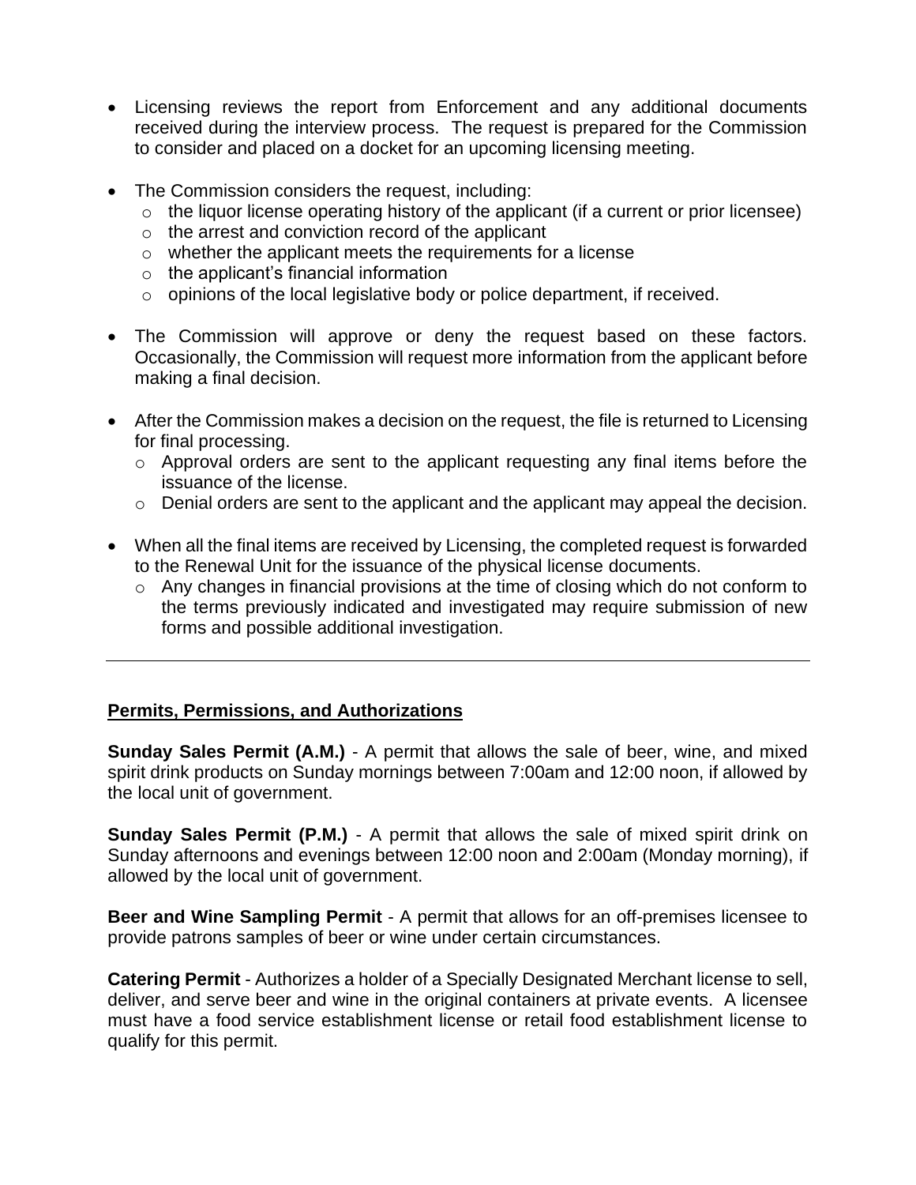- Licensing reviews the report from Enforcement and any additional documents received during the interview process. The request is prepared for the Commission to consider and placed on a docket for an upcoming licensing meeting.

- The Commission considers the request, including:
  - the liquor license operating history of the applicant (if a current or prior licensee)
  - the arrest and conviction record of the applicant
  - whether the applicant meets the requirements for a license
  - the applicant's financial information
  - opinions of the local legislative body or police department, if received.

- The Commission will approve or deny the request based on these factors. Occasionally, the Commission will request more information from the applicant before making a final decision.

- After the Commission makes a decision on the request, the file is returned to Licensing for final processing.
  - Approval orders are sent to the applicant requesting any final items before the issuance of the license.
  - Denial orders are sent to the applicant and the applicant may appeal the decision.

- When all the final items are received by Licensing, the completed request is forwarded to the Renewal Unit for the issuance of the physical license documents.
  - Any changes in financial provisions at the time of closing which do not conform to the terms previously indicated and investigated may require submission of new forms and possible additional investigation.

---

## Permits, Permissions, and Authorizations

**Sunday Sales Permit (A.M.)** - A permit that allows the sale of beer, wine, and mixed spirit drink products on Sunday mornings between 7:00am and 12:00 noon, if allowed by the local unit of government.

**Sunday Sales Permit (P.M.)** - A permit that allows the sale of mixed spirit drink on Sunday afternoons and evenings between 12:00 noon and 2:00am (Monday morning), if allowed by the local unit of government.

**Beer and Wine Sampling Permit** - A permit that allows for an off-premises licensee to provide patrons samples of beer or wine under certain circumstances.

**Catering Permit** - Authorizes a holder of a Specially Designated Merchant license to sell, deliver, and serve beer and wine in the original containers at private events. A licensee must have a food service establishment license or retail food establishment license to qualify for this permit.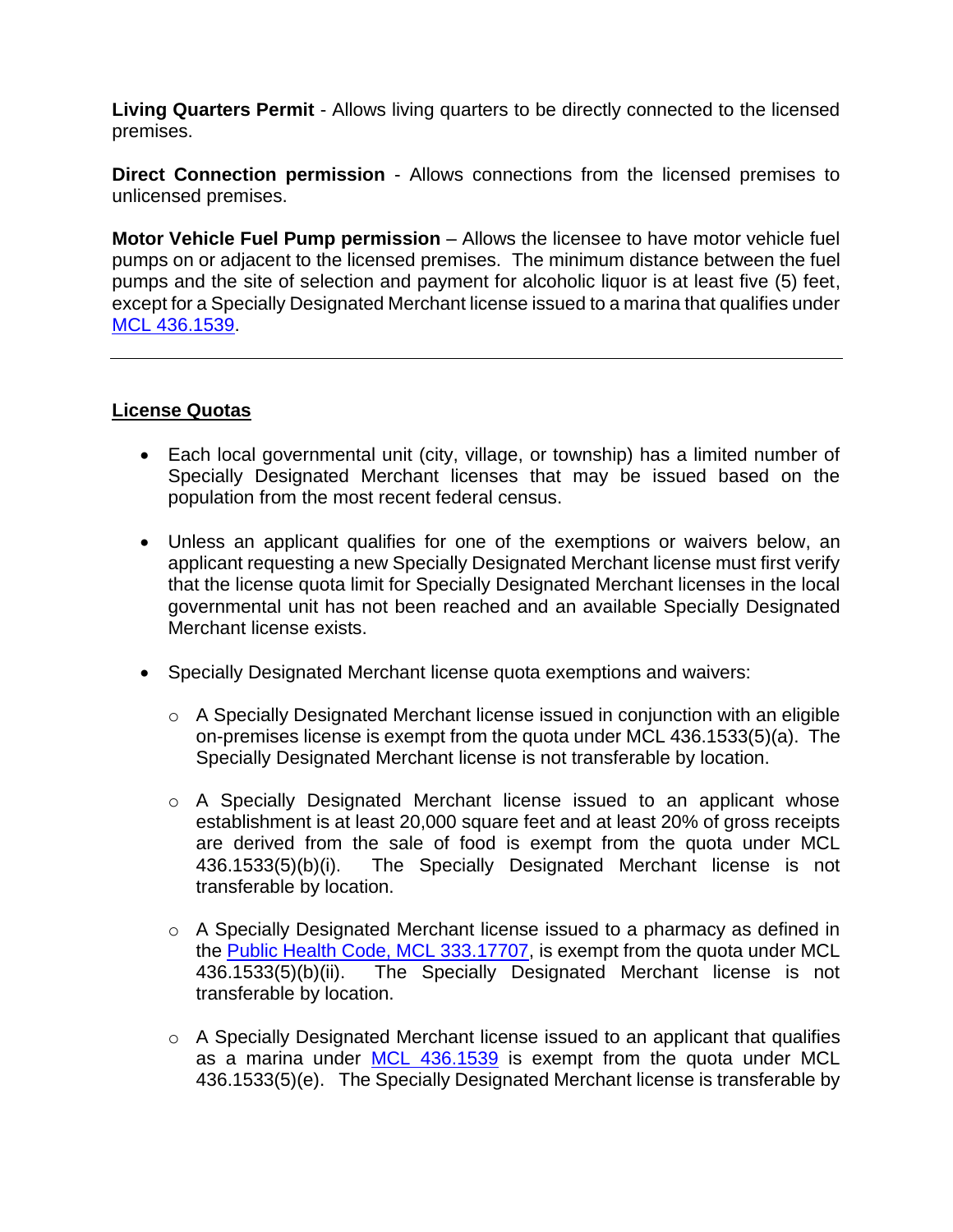**Living Quarters Permit** - Allows living quarters to be directly connected to the licensed premises.

**Direct Connection permission** - Allows connections from the licensed premises to unlicensed premises.

**Motor Vehicle Fuel Pump permission** – Allows the licensee to have motor vehicle fuel pumps on or adjacent to the licensed premises. The minimum distance between the fuel pumps and the site of selection and payment for alcoholic liquor is at least five (5) feet, except for a Specially Designated Merchant license issued to a marina that qualifies under MCL 436.1539.

---

## License Quotas

- Each local governmental unit (city, village, or township) has a limited number of Specially Designated Merchant licenses that may be issued based on the population from the most recent federal census.

- Unless an applicant qualifies for one of the exemptions or waivers below, an applicant requesting a new Specially Designated Merchant license must first verify that the license quota limit for Specially Designated Merchant licenses in the local governmental unit has not been reached and an available Specially Designated Merchant license exists.

- Specially Designated Merchant license quota exemptions and waivers:

  - A Specially Designated Merchant license issued in conjunction with an eligible on-premises license is exempt from the quota under MCL 436.1533(5)(a). The Specially Designated Merchant license is not transferable by location.

  - A Specially Designated Merchant license issued to an applicant whose establishment is at least 20,000 square feet and at least 20% of gross receipts are derived from the sale of food is exempt from the quota under MCL 436.1533(5)(b)(i). The Specially Designated Merchant license is not transferable by location.

  - A Specially Designated Merchant license issued to a pharmacy as defined in the Public Health Code, MCL 333.17707, is exempt from the quota under MCL 436.1533(5)(b)(ii). The Specially Designated Merchant license is not transferable by location.

  - A Specially Designated Merchant license issued to an applicant that qualifies as a marina under MCL 436.1539 is exempt from the quota under MCL 436.1533(5)(e). The Specially Designated Merchant license is transferable by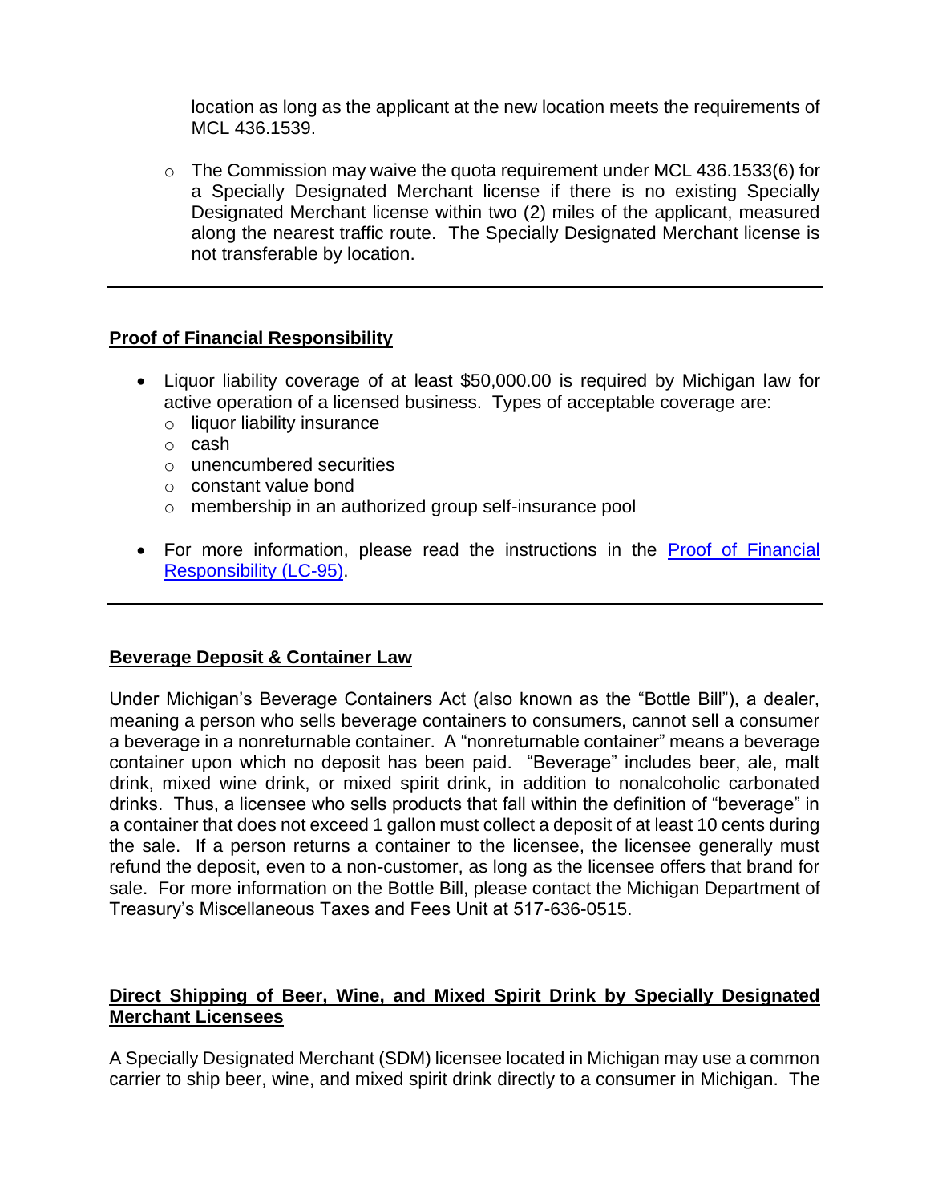location as long as the applicant at the new location meets the requirements of MCL 436.1539.

- The Commission may waive the quota requirement under MCL 436.1533(6) for a Specially Designated Merchant license if there is no existing Specially Designated Merchant license within two (2) miles of the applicant, measured along the nearest traffic route. The Specially Designated Merchant license is not transferable by location.

---

**Proof of Financial Responsibility**

- Liquor liability coverage of at least $50,000.00 is required by Michigan law for active operation of a licensed business. Types of acceptable coverage are:
  - liquor liability insurance
  - cash
  - unencumbered securities
  - constant value bond
  - membership in an authorized group self-insurance pool
- For more information, please read the instructions in the [Proof of Financial Responsibility (LC-95)](#).

---

**Beverage Deposit & Container Law**

Under Michigan's Beverage Containers Act (also known as the "Bottle Bill"), a dealer, meaning a person who sells beverage containers to consumers, cannot sell a consumer a beverage in a nonreturnable container. A "nonreturnable container" means a beverage container upon which no deposit has been paid. "Beverage" includes beer, ale, malt drink, mixed wine drink, or mixed spirit drink, in addition to nonalcoholic carbonated drinks. Thus, a licensee who sells products that fall within the definition of "beverage" in a container that does not exceed 1 gallon must collect a deposit of at least 10 cents during the sale. If a person returns a container to the licensee, the licensee generally must refund the deposit, even to a non-customer, as long as the licensee offers that brand for sale. For more information on the Bottle Bill, please contact the Michigan Department of Treasury's Miscellaneous Taxes and Fees Unit at 517-636-0515.

---

**Direct Shipping of Beer, Wine, and Mixed Spirit Drink by Specially Designated Merchant Licensees**

A Specially Designated Merchant (SDM) licensee located in Michigan may use a common carrier to ship beer, wine, and mixed spirit drink directly to a consumer in Michigan. The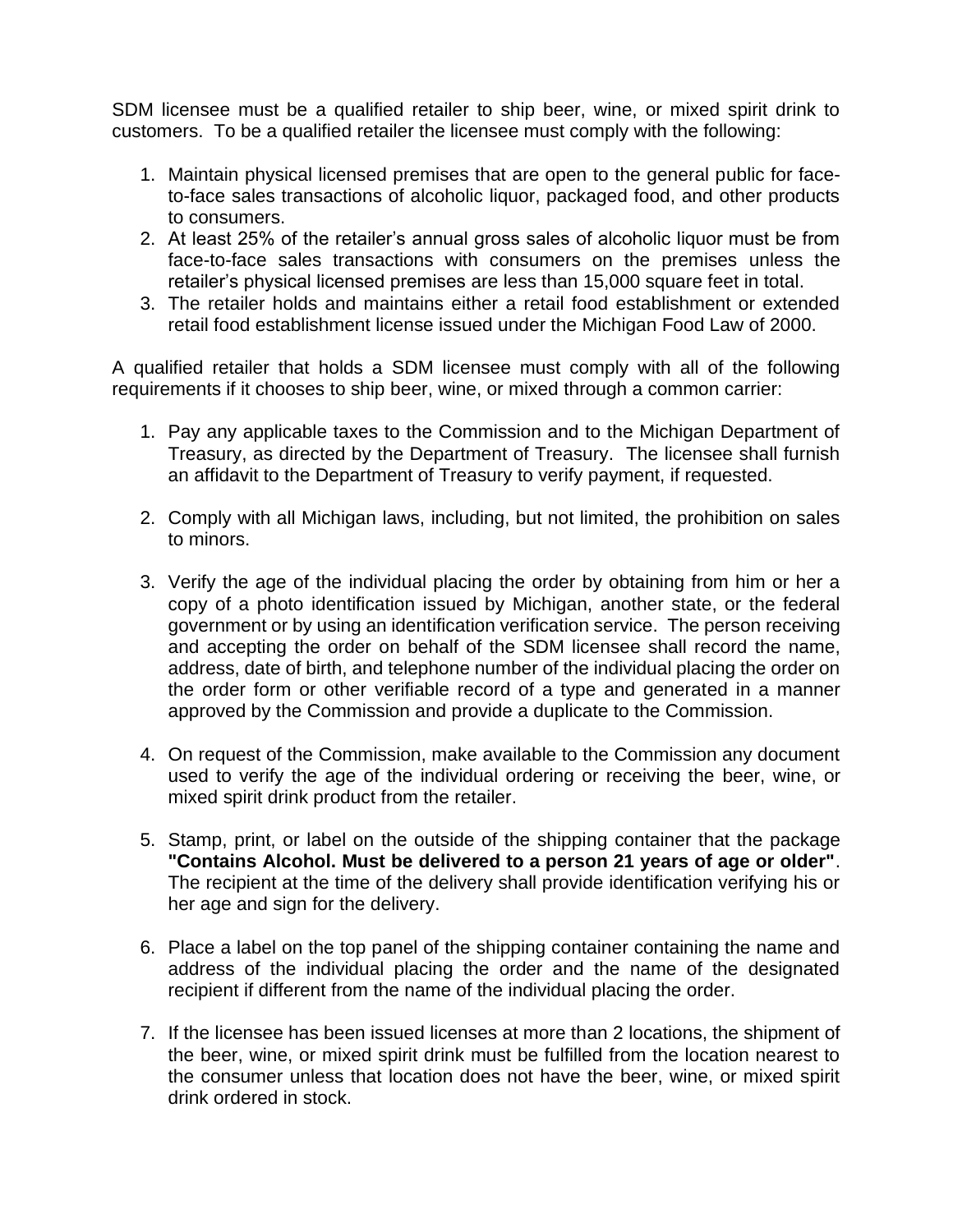SDM licensee must be a qualified retailer to ship beer, wine, or mixed spirit drink to customers. To be a qualified retailer the licensee must comply with the following:

1. Maintain physical licensed premises that are open to the general public for face-to-face sales transactions of alcoholic liquor, packaged food, and other products to consumers.
2. At least 25% of the retailer's annual gross sales of alcoholic liquor must be from face-to-face sales transactions with consumers on the premises unless the retailer's physical licensed premises are less than 15,000 square feet in total.
3. The retailer holds and maintains either a retail food establishment or extended retail food establishment license issued under the Michigan Food Law of 2000.

A qualified retailer that holds a SDM licensee must comply with all of the following requirements if it chooses to ship beer, wine, or mixed through a common carrier:

1. Pay any applicable taxes to the Commission and to the Michigan Department of Treasury, as directed by the Department of Treasury. The licensee shall furnish an affidavit to the Department of Treasury to verify payment, if requested.

2. Comply with all Michigan laws, including, but not limited, the prohibition on sales to minors.

3. Verify the age of the individual placing the order by obtaining from him or her a copy of a photo identification issued by Michigan, another state, or the federal government or by using an identification verification service. The person receiving and accepting the order on behalf of the SDM licensee shall record the name, address, date of birth, and telephone number of the individual placing the order on the order form or other verifiable record of a type and generated in a manner approved by the Commission and provide a duplicate to the Commission.

4. On request of the Commission, make available to the Commission any document used to verify the age of the individual ordering or receiving the beer, wine, or mixed spirit drink product from the retailer.

5. Stamp, print, or label on the outside of the shipping container that the package **"Contains Alcohol. Must be delivered to a person 21 years of age or older"**. The recipient at the time of the delivery shall provide identification verifying his or her age and sign for the delivery.

6. Place a label on the top panel of the shipping container containing the name and address of the individual placing the order and the name of the designated recipient if different from the name of the individual placing the order.

7. If the licensee has been issued licenses at more than 2 locations, the shipment of the beer, wine, or mixed spirit drink must be fulfilled from the location nearest to the consumer unless that location does not have the beer, wine, or mixed spirit drink ordered in stock.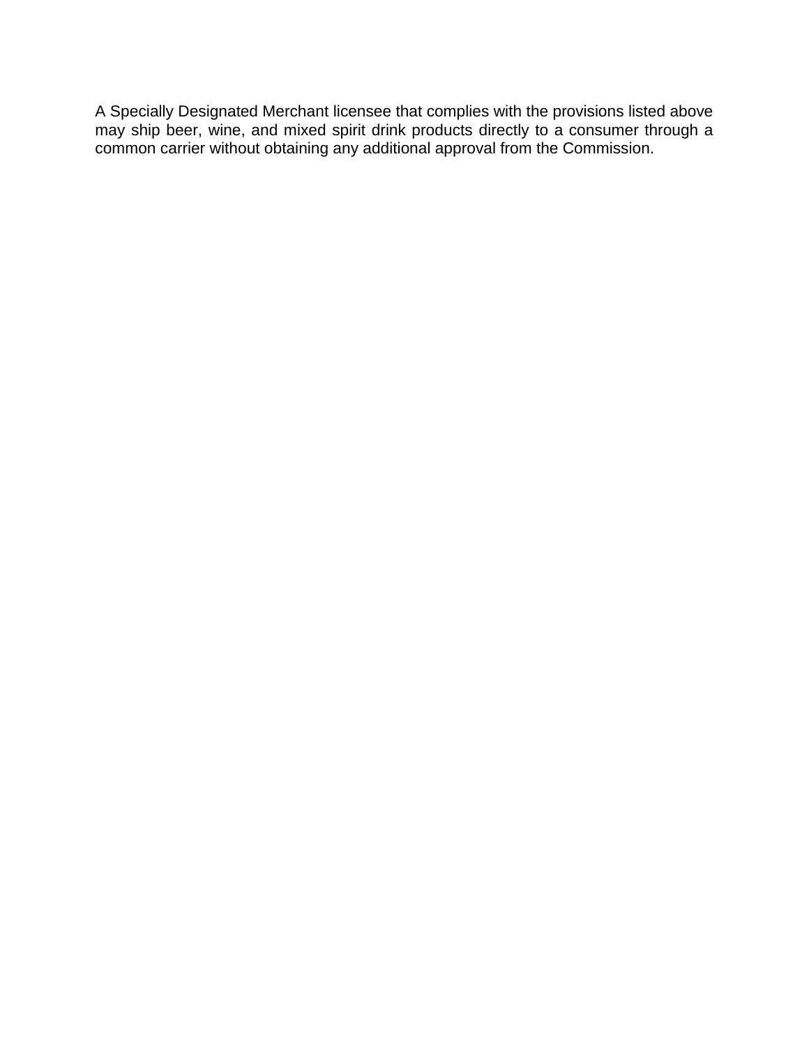A Specially Designated Merchant licensee that complies with the provisions listed above may ship beer, wine, and mixed spirit drink products directly to a consumer through a common carrier without obtaining any additional approval from the Commission.